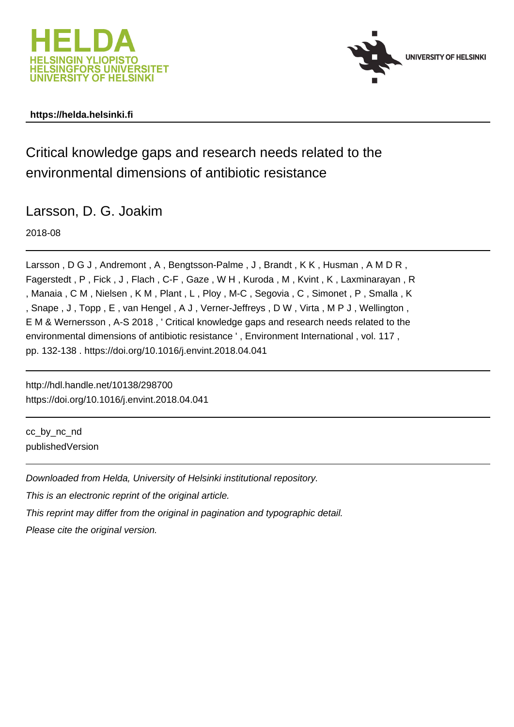https://helda.helsinki.fi

# Critical knowledge gaps and research needs related to the environmental dimensions of antibiotic resistance

Larsson, D. G. Joakim

2018-08

Larsson , D G J , Andremont , A , Bengtsson-Palme , J , Brandt , K K , Husman , A M D R , Fagerstedt , P , Fick , J , Flach , C-F , Gaze , W H , Kuroda , M , Kvint , K , Laxminarayan , R , Manaia , C M , Nielsen , K M , Plant , L , Ploy , M-C , Segovia , C , Simonet , P , Smalla , K , Snape , J , Topp , E , van Hengel , A J , Verner-Jeffreys , D W , Virta , M P J , Wellington , E M & Wernersson , A-S 2018 , ' Critical knowledge gaps and research needs related to the environmental dimensions of antibiotic resistance ' , Environment International , vol. 117 , pp. 132-138 . https://doi.org/10.1016/j.envint.2018.04.041

http://hdl.handle.net/10138/298700
https://doi.org/10.1016/j.envint.2018.04.041

cc_by_nc_nd
publishedVersion

*Downloaded from Helda, University of Helsinki institutional repository.*

*This is an electronic reprint of the original article.*

*This reprint may differ from the original in pagination and typographic detail.*

*Please cite the original version.*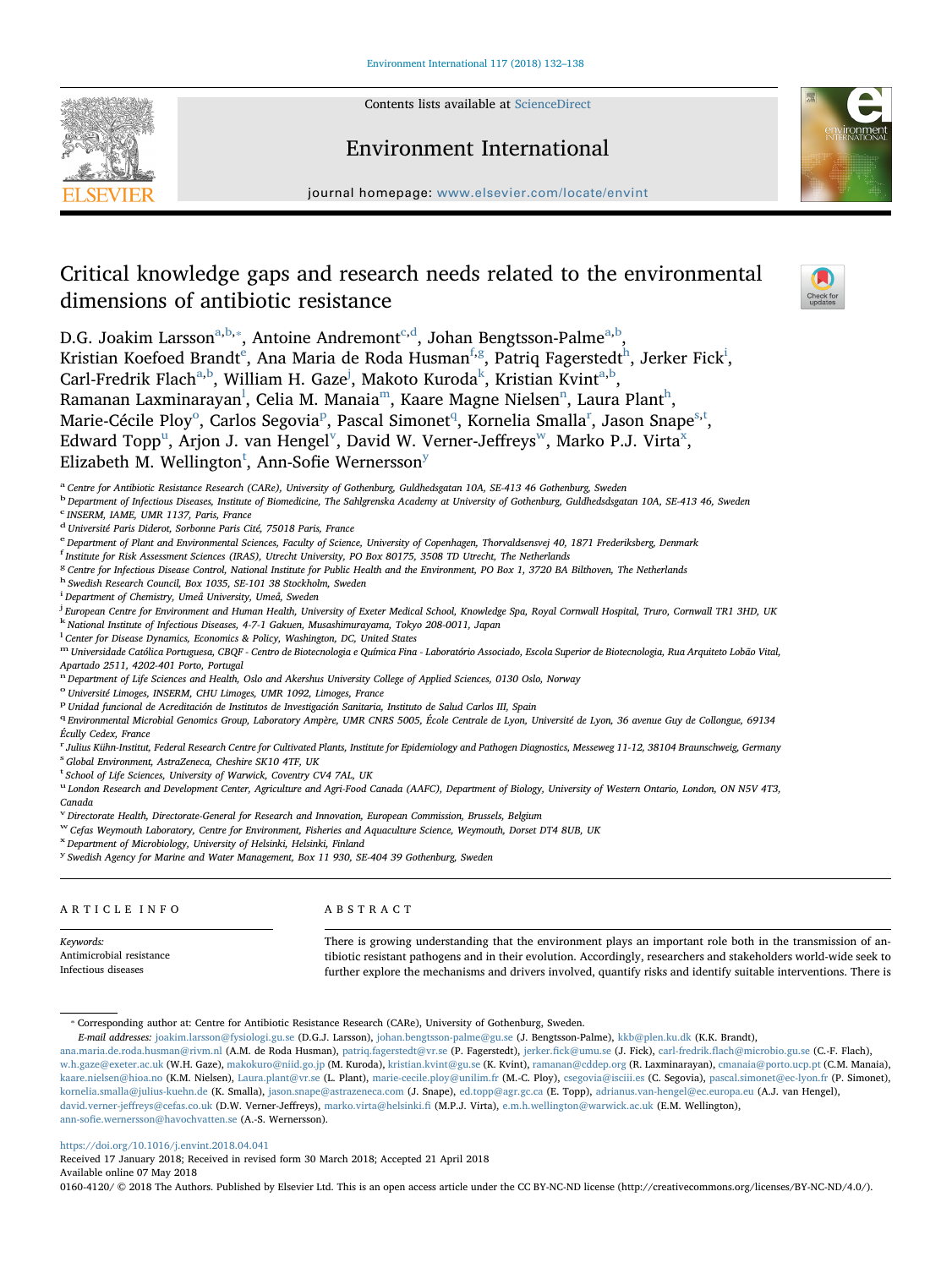# Critical knowledge gaps and research needs related to the environmental dimensions of antibiotic resistance

D.G. Joakim Larsson[a,b,*], Antoine Andremont[c,d], Johan Bengtsson-Palme[a,b], Kristian Koefoed Brandt[e], Ana Maria de Roda Husman[f,g], Patriq Fagerstedt[h], Jerker Fick[i], Carl-Fredrik Flach[a,b], William H. Gaze[j], Makoto Kuroda[k], Kristian Kvint[a,b], Ramanan Laxminarayan[l], Celia M. Manaia[m], Kaare Magne Nielsen[n], Laura Plant[h], Marie-Cécile Ploy[o], Carlos Segovia[p], Pascal Simonet[q], Kornelia Smalla[r], Jason Snape[s,t], Edward Topp[u], Arjon J. van Hengel[v], David W. Verner-Jeffreys[w], Marko P.J. Virta[x], Elizabeth M. Wellington[t], Ann-Sofie Wernersson[y]

[a] Centre for Antibiotic Resistance Research (CARe), University of Gothenburg, Guldhedsgatan 10A, SE-413 46 Gothenburg, Sweden
[b] Department of Infectious Diseases, Institute of Biomedicine, The Sahlgrenska Academy at University of Gothenburg, Guldhedsdsgatan 10A, SE-413 46, Sweden
[c] INSERM, IAME, UMR 1137, Paris, France
[d] Université Paris Diderot, Sorbonne Paris Cité, 75018 Paris, France
[e] Department of Plant and Environmental Sciences, Faculty of Science, University of Copenhagen, Thorvaldsensvej 40, 1871 Frederiksberg, Denmark
[f] Institute for Risk Assessment Sciences (IRAS), Utrecht University, PO Box 80175, 3508 TD Utrecht, The Netherlands
[g] Centre for Infectious Disease Control, National Institute for Public Health and the Environment, PO Box 1, 3720 BA Bilthoven, The Netherlands
[h] Swedish Research Council, Box 1035, SE-101 38 Stockholm, Sweden
[i] Department of Chemistry, Umeå University, Umeå, Sweden
[j] European Centre for Environment and Human Health, University of Exeter Medical School, Knowledge Spa, Royal Cornwall Hospital, Truro, Cornwall TR1 3HD, UK
[k] National Institute of Infectious Diseases, 4-7-1 Gakuen, Musashimurayama, Tokyo 208-0011, Japan
[l] Center for Disease Dynamics, Economics & Policy, Washington, DC, United States
[m] Universidade Católica Portuguesa, CBQF - Centro de Biotecnologia e Química Fina - Laboratório Associado, Escola Superior de Biotecnologia, Rua Arquiteto Lobão Vital, Apartado 2511, 4202-401 Porto, Portugal
[n] Department of Life Sciences and Health, Oslo and Akershus University College of Applied Sciences, 0130 Oslo, Norway
[o] Université Limoges, INSERM, CHU Limoges, UMR 1092, Limoges, France
[p] Unidad funcional de Acreditación de Institutos de Investigación Sanitaria, Instituto de Salud Carlos III, Spain
[q] Environmental Microbial Genomics Group, Laboratory Ampère, UMR CNRS 5005, École Centrale de Lyon, Université de Lyon, 36 avenue Guy de Collongue, 69134 Écully Cedex, France
[r] Julius Kühn-Institut, Federal Research Centre for Cultivated Plants, Institute for Epidemiology and Pathogen Diagnostics, Messeweg 11-12, 38104 Braunschweig, Germany
[s] Global Environment, AstraZeneca, Cheshire SK10 4TF, UK
[t] School of Life Sciences, University of Warwick, Coventry CV4 7AL, UK
[u] London Research and Development Center, Agriculture and Agri-Food Canada (AAFC), Department of Biology, University of Western Ontario, London, ON N5V 4T3, Canada
[v] Directorate Health, Directorate-General for Research and Innovation, European Commission, Brussels, Belgium
[w] Cefas Weymouth Laboratory, Centre for Environment, Fisheries and Aquaculture Science, Weymouth, Dorset DT4 8UB, UK
[x] Department of Microbiology, University of Helsinki, Helsinki, Finland
[y] Swedish Agency for Marine and Water Management, Box 11 930, SE-404 39 Gothenburg, Sweden

## ARTICLE INFO

*Keywords:*
Antimicrobial resistance
Infectious diseases

## ABSTRACT

There is growing understanding that the environment plays an important role both in the transmission of antibiotic resistant pathogens and in their evolution. Accordingly, researchers and stakeholders world-wide seek to further explore the mechanisms and drivers involved, quantify risks and identify suitable interventions. There is

---

* Corresponding author at: Centre for Antibiotic Resistance Research (CARe), University of Gothenburg, Sweden.

*E-mail addresses:* joakim.larsson@fysiologi.gu.se (D.G.J. Larsson), johan.bengtsson-palme@gu.se (J. Bengtsson-Palme), kkb@plen.ku.dk (K.K. Brandt), ana.maria.de.roda.husman@rivm.nl (A.M. de Roda Husman), patriq.fagerstedt@vr.se (P. Fagerstedt), jerker.fick@umu.se (J. Fick), carl-fredrik.flach@microbio.gu.se (C.-F. Flach), w.h.gaze@exeter.ac.uk (W.H. Gaze), makokuro@niid.go.jp (M. Kuroda), kristian.kvint@gu.se (K. Kvint), ramanan@cddep.org (R. Laxminarayan), cmanaia@porto.ucp.pt (C.M. Manaia), kaare.nielsen@hioa.no (K.M. Nielsen), Laura.plant@vr.se (L. Plant), marie-cecile.ploy@unilim.fr (M.-C. Ploy), csegovia@isciii.es (C. Segovia), pascal.simonet@ec-lyon.fr (P. Simonet), kornelia.smalla@julius-kuehn.de (K. Smalla), jason.snape@astrazeneca.com (J. Snape), ed.topp@agr.gc.ca (E. Topp), adrianus.van-hengel@ec.europa.eu (A.J. van Hengel), david.verner-jeffreys@cefas.co.uk (D.W. Verner-Jeffreys), marko.virta@helsinki.fi (M.P.J. Virta), e.m.h.wellington@warwick.ac.uk (E.M. Wellington), ann-sofie.wernersson@havochvatten.se (A.-S. Wernersson).

https://doi.org/10.1016/j.envint.2018.04.041
Received 17 January 2018; Received in revised form 30 March 2018; Accepted 21 April 2018
Available online 07 May 2018
0160-4120/ © 2018 The Authors. Published by Elsevier Ltd. This is an open access article under the CC BY-NC-ND license (http://creativecommons.org/licenses/BY-NC-ND/4.0/).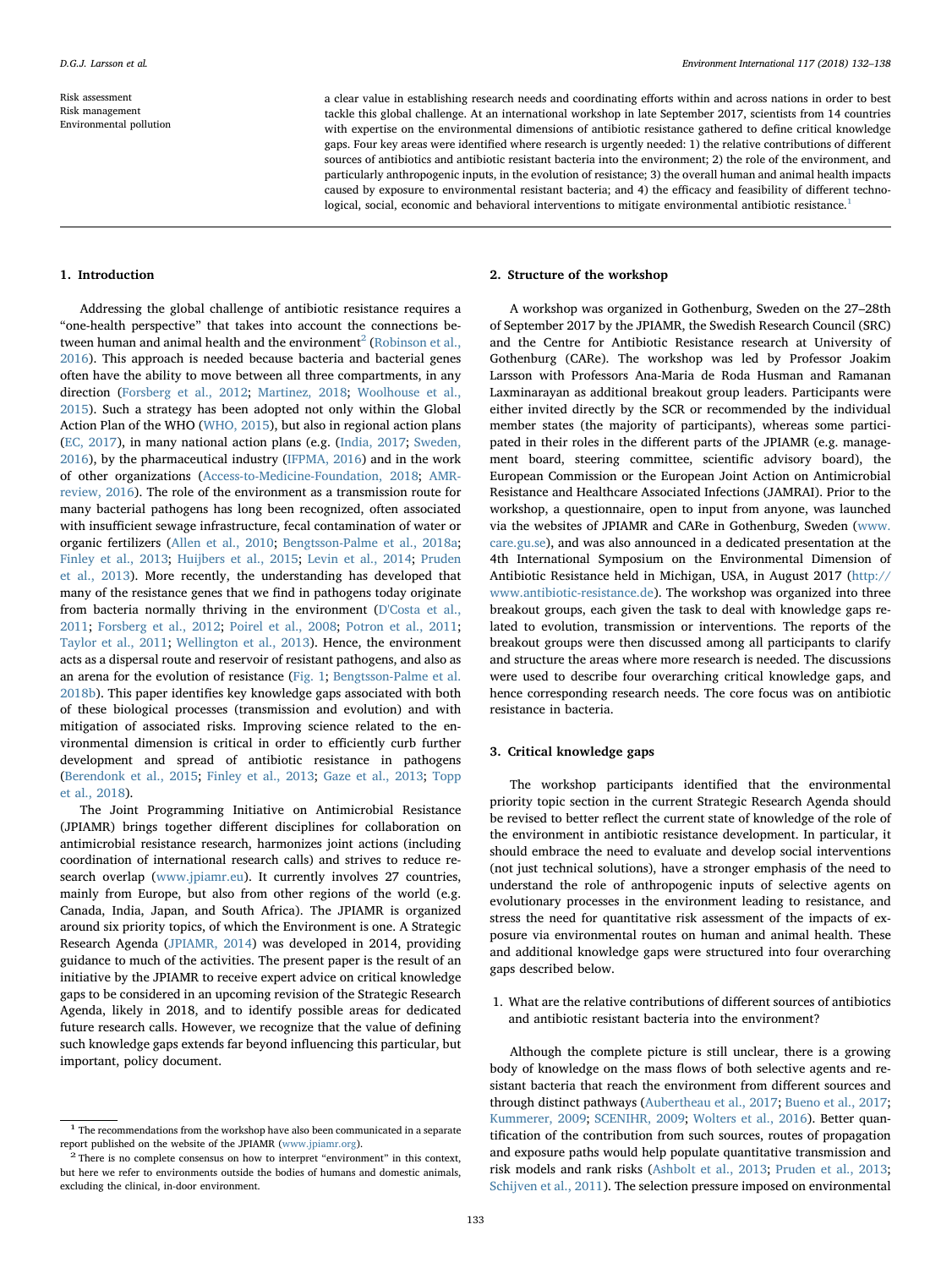Risk assessment
Risk management
Environmental pollution

a clear value in establishing research needs and coordinating efforts within and across nations in order to best tackle this global challenge. At an international workshop in late September 2017, scientists from 14 countries with expertise on the environmental dimensions of antibiotic resistance gathered to define critical knowledge gaps. Four key areas were identified where research is urgently needed: 1) the relative contributions of different sources of antibiotics and antibiotic resistant bacteria into the environment; 2) the role of the environment, and particularly anthropogenic inputs, in the evolution of resistance; 3) the overall human and animal health impacts caused by exposure to environmental resistant bacteria; and 4) the efficacy and feasibility of different technological, social, economic and behavioral interventions to mitigate environmental antibiotic resistance.[1]

## 1. Introduction

Addressing the global challenge of antibiotic resistance requires a "one-health perspective" that takes into account the connections between human and animal health and the environment[2] (Robinson et al., 2016). This approach is needed because bacteria and bacterial genes often have the ability to move between all three compartments, in any direction (Forsberg et al., 2012; Martinez, 2018; Woolhouse et al., 2015). Such a strategy has been adopted not only within the Global Action Plan of the WHO (WHO, 2015), but also in regional action plans (EC, 2017), in many national action plans (e.g. (India, 2017; Sweden, 2016), by the pharmaceutical industry (IFPMA, 2016) and in the work of other organizations (Access-to-Medicine-Foundation, 2018; AMR-review, 2016). The role of the environment as a transmission route for many bacterial pathogens has long been recognized, often associated with insufficient sewage infrastructure, fecal contamination of water or organic fertilizers (Allen et al., 2010; Bengtsson-Palme et al., 2018a; Finley et al., 2013; Huijbers et al., 2015; Levin et al., 2014; Pruden et al., 2013). More recently, the understanding has developed that many of the resistance genes that we find in pathogens today originate from bacteria normally thriving in the environment (D'Costa et al., 2011; Forsberg et al., 2012; Poirel et al., 2008; Potron et al., 2011; Taylor et al., 2011; Wellington et al., 2013). Hence, the environment acts as a dispersal route and reservoir of resistant pathogens, and also as an arena for the evolution of resistance (Fig. 1; Bengtsson-Palme et al. 2018b). This paper identifies key knowledge gaps associated with both of these biological processes (transmission and evolution) and with mitigation of associated risks. Improving science related to the environmental dimension is critical in order to efficiently curb further development and spread of antibiotic resistance in pathogens (Berendonk et al., 2015; Finley et al., 2013; Gaze et al., 2013; Topp et al., 2018).

The Joint Programming Initiative on Antimicrobial Resistance (JPIAMR) brings together different disciplines for collaboration on antimicrobial resistance research, harmonizes joint actions (including coordination of international research calls) and strives to reduce research overlap (www.jpiamr.eu). It currently involves 27 countries, mainly from Europe, but also from other regions of the world (e.g. Canada, India, Japan, and South Africa). The JPIAMR is organized around six priority topics, of which the Environment is one. A Strategic Research Agenda (JPIAMR, 2014) was developed in 2014, providing guidance to much of the activities. The present paper is the result of an initiative by the JPIAMR to receive expert advice on critical knowledge gaps to be considered in an upcoming revision of the Strategic Research Agenda, likely in 2018, and to identify possible areas for dedicated future research calls. However, we recognize that the value of defining such knowledge gaps extends far beyond influencing this particular, but important, policy document.

## 2. Structure of the workshop

A workshop was organized in Gothenburg, Sweden on the 27–28th of September 2017 by the JPIAMR, the Swedish Research Council (SRC) and the Centre for Antibiotic Resistance research at University of Gothenburg (CARe). The workshop was led by Professor Joakim Larsson with Professors Ana-Maria de Roda Husman and Ramanan Laxminarayan as additional breakout group leaders. Participants were either invited directly by the SCR or recommended by the individual member states (the majority of participants), whereas some participated in their roles in the different parts of the JPIAMR (e.g. management board, steering committee, scientific advisory board), the European Commission or the European Joint Action on Antimicrobial Resistance and Healthcare Associated Infections (JAMRAI). Prior to the workshop, a questionnaire, open to input from anyone, was launched via the websites of JPIAMR and CARe in Gothenburg, Sweden (www.care.gu.se), and was also announced in a dedicated presentation at the 4th International Symposium on the Environmental Dimension of Antibiotic Resistance held in Michigan, USA, in August 2017 (http://www.antibiotic-resistance.de). The workshop was organized into three breakout groups, each given the task to deal with knowledge gaps related to evolution, transmission or interventions. The reports of the breakout groups were then discussed among all participants to clarify and structure the areas where more research is needed. The discussions were used to describe four overarching critical knowledge gaps, and hence corresponding research needs. The core focus was on antibiotic resistance in bacteria.

## 3. Critical knowledge gaps

The workshop participants identified that the environmental priority topic section in the current Strategic Research Agenda should be revised to better reflect the current state of knowledge of the role of the environment in antibiotic resistance development. In particular, it should embrace the need to evaluate and develop social interventions (not just technical solutions), have a stronger emphasis of the need to understand the role of anthropogenic inputs of selective agents on evolutionary processes in the environment leading to resistance, and stress the need for quantitative risk assessment of the impacts of exposure via environmental routes on human and animal health. These and additional knowledge gaps were structured into four overarching gaps described below.

1. What are the relative contributions of different sources of antibiotics and antibiotic resistant bacteria into the environment?

Although the complete picture is still unclear, there is a growing body of knowledge on the mass flows of both selective agents and resistant bacteria that reach the environment from different sources and through distinct pathways (Aubertheau et al., 2017; Bueno et al., 2017; Kummerer, 2009; SCENIHR, 2009; Wolters et al., 2016). Better quantification of the contribution from such sources, routes of propagation and exposure paths would help populate quantitative transmission and risk models and rank risks (Ashbolt et al., 2013; Pruden et al., 2013; Schijven et al., 2011). The selection pressure imposed on environmental

[1] The recommendations from the workshop have also been communicated in a separate report published on the website of the JPIAMR (www.jpiamr.org).

[2] There is no complete consensus on how to interpret "environment" in this context, but here we refer to environments outside the bodies of humans and domestic animals, excluding the clinical, in-door environment.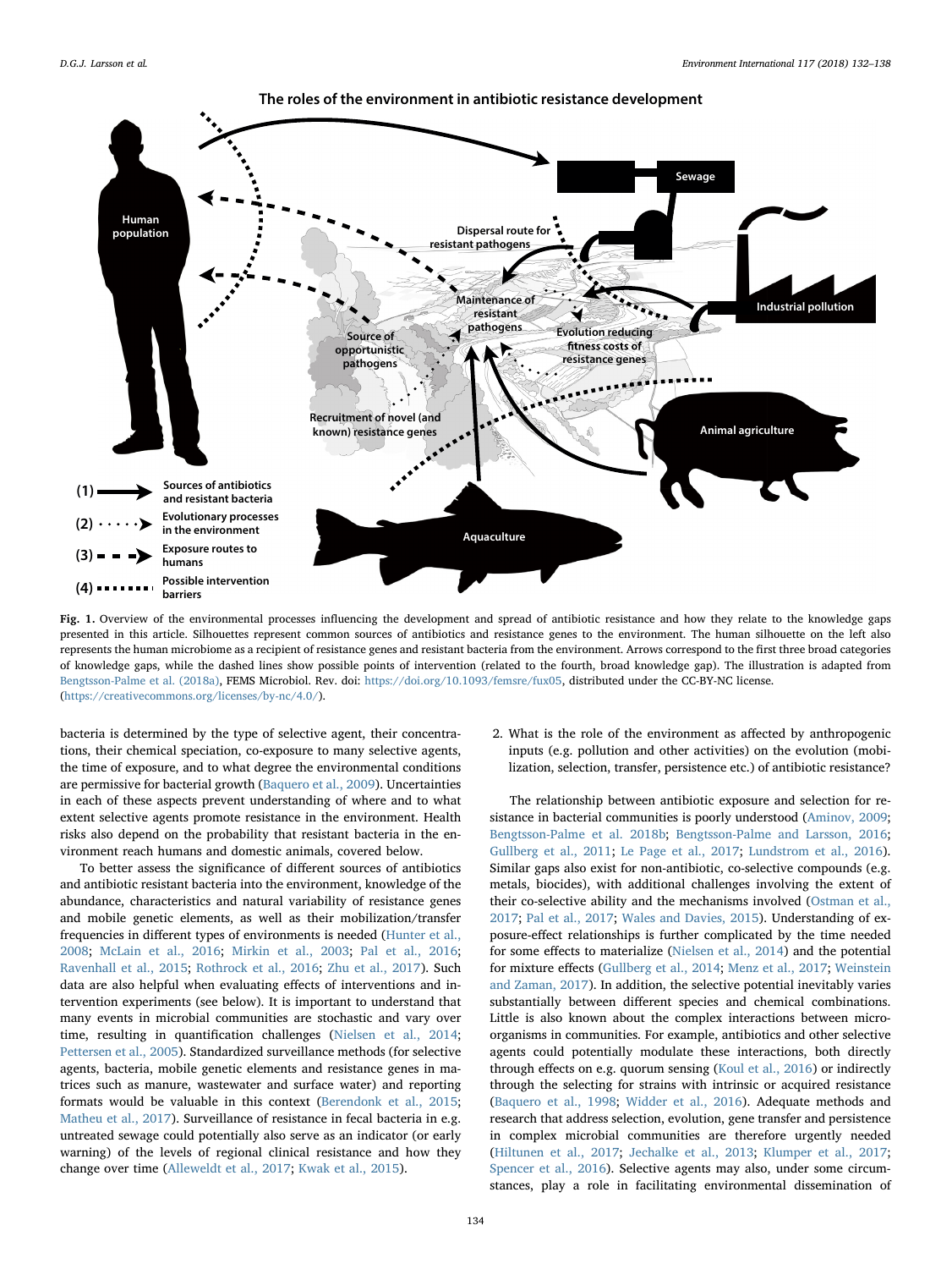**Fig. 1.** Overview of the environmental processes influencing the development and spread of antibiotic resistance and how they relate to the knowledge gaps presented in this article. Silhouettes represent common sources of antibiotics and resistance genes to the environment. The human silhouette on the left also represents the human microbiome as a recipient of resistance genes and resistant bacteria from the environment. Arrows correspond to the first three broad categories of knowledge gaps, while the dashed lines show possible points of intervention (related to the fourth, broad knowledge gap). The illustration is adapted from Bengtsson-Palme et al. (2018a), FEMS Microbiol. Rev. doi: https://doi.org/10.1093/femsre/fux05, distributed under the CC-BY-NC license. (https://creativecommons.org/licenses/by-nc/4.0/).

bacteria is determined by the type of selective agent, their concentrations, their chemical speciation, co-exposure to many selective agents, the time of exposure, and to what degree the environmental conditions are permissive for bacterial growth (Baquero et al., 2009). Uncertainties in each of these aspects prevent understanding of where and to what extent selective agents promote resistance in the environment. Health risks also depend on the probability that resistant bacteria in the environment reach humans and domestic animals, covered below.

To better assess the significance of different sources of antibiotics and antibiotic resistant bacteria into the environment, knowledge of the abundance, characteristics and natural variability of resistance genes and mobile genetic elements, as well as their mobilization/transfer frequencies in different types of environments is needed (Hunter et al., 2008; McLain et al., 2016; Mirkin et al., 2003; Pal et al., 2016; Ravenhall et al., 2015; Rothrock et al., 2016; Zhu et al., 2017). Such data are also helpful when evaluating effects of interventions and intervention experiments (see below). It is important to understand that many events in microbial communities are stochastic and vary over time, resulting in quantification challenges (Nielsen et al., 2014; Pettersen et al., 2005). Standardized surveillance methods (for selective agents, bacteria, mobile genetic elements and resistance genes in matrices such as manure, wastewater and surface water) and reporting formats would be valuable in this context (Berendonk et al., 2015; Matheu et al., 2017). Surveillance of resistance in fecal bacteria in e.g. untreated sewage could potentially also serve as an indicator (or early warning) of the levels of regional clinical resistance and how they change over time (Alleweldt et al., 2017; Kwak et al., 2015).

2. What is the role of the environment as affected by anthropogenic inputs (e.g. pollution and other activities) on the evolution (mobilization, selection, transfer, persistence etc.) of antibiotic resistance?

The relationship between antibiotic exposure and selection for resistance in bacterial communities is poorly understood (Aminov, 2009; Bengtsson-Palme et al. 2018b; Bengtsson-Palme and Larsson, 2016; Gullberg et al., 2011; Le Page et al., 2017; Lundstrom et al., 2016). Similar gaps also exist for non-antibiotic, co-selective compounds (e.g. metals, biocides), with additional challenges involving the extent of their co-selective ability and the mechanisms involved (Ostman et al., 2017; Pal et al., 2017; Wales and Davies, 2015). Understanding of exposure-effect relationships is further complicated by the time needed for some effects to materialize (Nielsen et al., 2014) and the potential for mixture effects (Gullberg et al., 2014; Menz et al., 2017; Weinstein and Zaman, 2017). In addition, the selective potential inevitably varies substantially between different species and chemical combinations. Little is also known about the complex interactions between microorganisms in communities. For example, antibiotics and other selective agents could potentially modulate these interactions, both directly through effects on e.g. quorum sensing (Koul et al., 2016) or indirectly through the selecting for strains with intrinsic or acquired resistance (Baquero et al., 1998; Widder et al., 2016). Adequate methods and research that address selection, evolution, gene transfer and persistence in complex microbial communities are therefore urgently needed (Hiltunen et al., 2017; Jechalke et al., 2013; Klumper et al., 2017; Spencer et al., 2016). Selective agents may also, under some circumstances, play a role in facilitating environmental dissemination of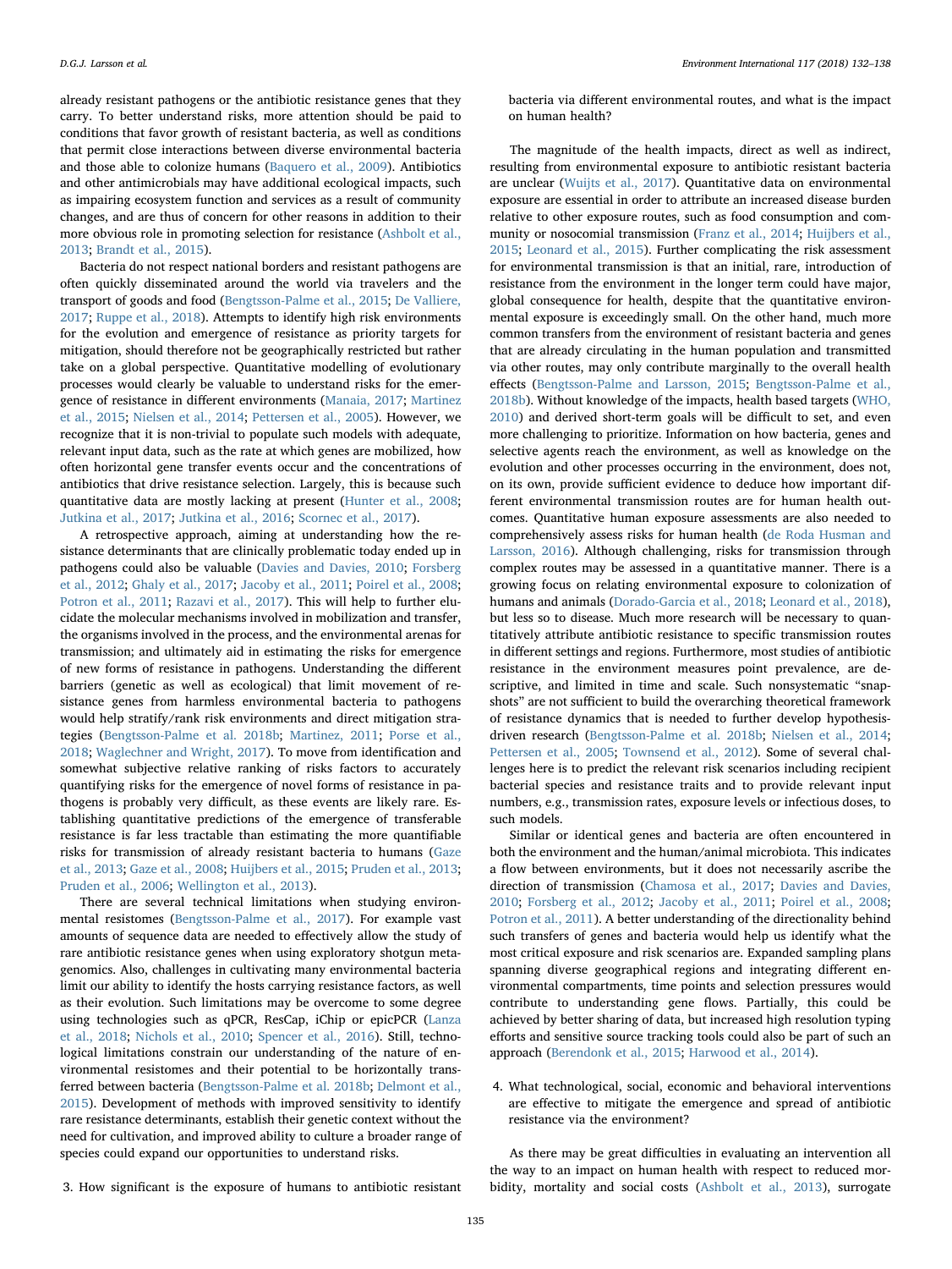already resistant pathogens or the antibiotic resistance genes that they carry. To better understand risks, more attention should be paid to conditions that favor growth of resistant bacteria, as well as conditions that permit close interactions between diverse environmental bacteria and those able to colonize humans (Baquero et al., 2009). Antibiotics and other antimicrobials may have additional ecological impacts, such as impairing ecosystem function and services as a result of community changes, and are thus of concern for other reasons in addition to their more obvious role in promoting selection for resistance (Ashbolt et al., 2013; Brandt et al., 2015).

Bacteria do not respect national borders and resistant pathogens are often quickly disseminated around the world via travelers and the transport of goods and food (Bengtsson-Palme et al., 2015; De Valliere, 2017; Ruppe et al., 2018). Attempts to identify high risk environments for the evolution and emergence of resistance as priority targets for mitigation, should therefore not be geographically restricted but rather take on a global perspective. Quantitative modelling of evolutionary processes would clearly be valuable to understand risks for the emergence of resistance in different environments (Manaia, 2017; Martinez et al., 2015; Nielsen et al., 2014; Pettersen et al., 2005). However, we recognize that it is non-trivial to populate such models with adequate, relevant input data, such as the rate at which genes are mobilized, how often horizontal gene transfer events occur and the concentrations of antibiotics that drive resistance selection. Largely, this is because such quantitative data are mostly lacking at present (Hunter et al., 2008; Jutkina et al., 2017; Jutkina et al., 2016; Scornec et al., 2017).

A retrospective approach, aiming at understanding how the resistance determinants that are clinically problematic today ended up in pathogens could also be valuable (Davies and Davies, 2010; Forsberg et al., 2012; Ghaly et al., 2017; Jacoby et al., 2011; Poirel et al., 2008; Potron et al., 2011; Razavi et al., 2017). This will help to further elucidate the molecular mechanisms involved in mobilization and transfer, the organisms involved in the process, and the environmental arenas for transmission; and ultimately aid in estimating the risks for emergence of new forms of resistance in pathogens. Understanding the different barriers (genetic as well as ecological) that limit movement of resistance genes from harmless environmental bacteria to pathogens would help to stratify/rank risk environments and direct mitigation strategies (Bengtsson-Palme et al. 2018b; Martinez, 2011; Porse et al., 2018; Waglechner and Wright, 2017). To move from identification and somewhat subjective relative ranking of risks factors to accurately quantifying risks for the emergence of novel forms of resistance in pathogens is probably very difficult, as these events are likely rare. Establishing quantitative predictions of the emergence of transferable resistance is far less tractable than estimating the more quantifiable risks for transmission of already resistant bacteria to humans (Gaze et al., 2013; Gaze et al., 2008; Huijbers et al., 2015; Pruden et al., 2013; Pruden et al., 2006; Wellington et al., 2013).

There are several technical limitations when studying environmental resistomes (Bengtsson-Palme et al., 2017). For example vast amounts of sequence data are needed to effectively allow the study of rare antibiotic resistance genes when using exploratory shotgun metagenomics. Also, challenges in cultivating many environmental bacteria limit our ability to identify the hosts carrying resistance factors, as well as their evolution. Such limitations may be overcome to some degree using technologies such as qPCR, ResCap, iChip or epicPCR (Lanza et al., 2018; Nichols et al., 2010; Spencer et al., 2016). Still, technological limitations constrain our understanding of the nature of environmental resistomes and their potential to be horizontally transferred between bacteria (Bengtsson-Palme et al. 2018b; Delmont et al., 2015). Development of methods with improved sensitivity to identify rare resistance determinants, establish their genetic context without the need for cultivation, and improved ability to culture a broader range of species could expand our opportunities to understand risks.

3. How significant is the exposure of humans to antibiotic resistant bacteria via different environmental routes, and what is the impact on human health?

The magnitude of the health impacts, direct as well as indirect, resulting from environmental exposure to antibiotic resistant bacteria are unclear (Wuijts et al., 2017). Quantitative data on environmental exposure are essential in order to attribute an increased disease burden relative to other exposure routes, such as food consumption and community or nosocomial transmission (Franz et al., 2014; Huijbers et al., 2015; Leonard et al., 2015). Further complicating the risk assessment for environmental transmission is that an initial, rare, introduction of resistance from the environment in the longer term could have major, global consequence for health, despite that the quantitative environmental exposure is exceedingly small. On the other hand, much more common transfers from the environment of resistant bacteria and genes that are already circulating in the human population and transmitted via other routes, may only contribute marginally to the overall health effects (Bengtsson-Palme and Larsson, 2015; Bengtsson-Palme et al., 2018b). Without knowledge of the impacts, health based targets (WHO, 2010) and derived short-term goals will be difficult to set, and even more challenging to prioritize. Information on how bacteria, genes and selective agents reach the environment, as well as knowledge on the evolution and other processes occurring in the environment, does not, on its own, provide sufficient evidence to deduce how important different environmental transmission routes are for human health outcomes. Quantitative human exposure assessments are also needed to comprehensively assess risks for human health (de Roda Husman and Larsson, 2016). Although challenging, risks for transmission through complex routes may be assessed in a quantitative manner. There is a growing focus on relating environmental exposure to colonization of humans and animals (Dorado-Garcia et al., 2018; Leonard et al., 2018), but less so to disease. Much more research will be necessary to quantitatively attribute antibiotic resistance to specific transmission routes in different settings and regions. Furthermore, most studies of antibiotic resistance in the environment measures point prevalence, are descriptive, and limited in time and scale. Such nonsystematic "snapshots" are not sufficient to build the overarching theoretical framework of resistance dynamics that is needed to further develop hypothesis-driven research (Bengtsson-Palme et al. 2018b; Nielsen et al., 2014; Pettersen et al., 2005; Townsend et al., 2012). Some of several challenges here is to predict the relevant risk scenarios including recipient bacterial species and resistance traits and to provide relevant input numbers, e.g., transmission rates, exposure levels or infectious doses, to such models.

Similar or identical genes and bacteria are often encountered in both the environment and the human/animal microbiota. This indicates a flow between environments, but it does not necessarily ascribe the direction of transmission (Chamosa et al., 2017; Davies and Davies, 2010; Forsberg et al., 2012; Jacoby et al., 2011; Poirel et al., 2008; Potron et al., 2011). A better understanding of the directionality behind such transfers of genes and bacteria would help us identify what the most critical exposure and risk scenarios are. Expanded sampling plans spanning diverse geographical regions and integrating different environmental compartments, time points and selection pressures would contribute to understanding gene flows. Partially, this could be achieved by better sharing of data, but increased high resolution typing efforts and sensitive source tracking tools could also be part of such an approach (Berendonk et al., 2015; Harwood et al., 2014).

4. What technological, social, economic and behavioral interventions are effective to mitigate the emergence and spread of antibiotic resistance via the environment?

As there may be great difficulties in evaluating an intervention all the way to an impact on human health with respect to reduced morbidity, mortality and social costs (Ashbolt et al., 2013), surrogate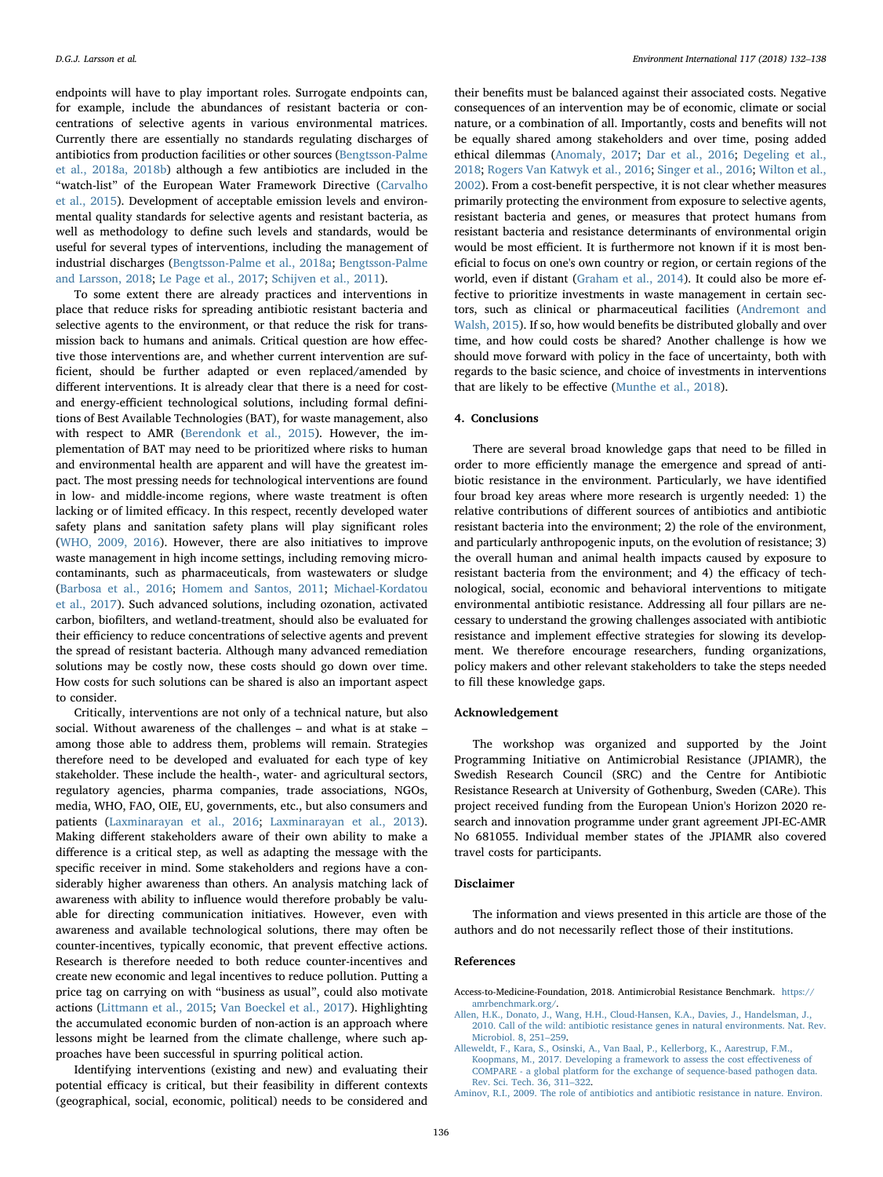endpoints will have to play important roles. Surrogate endpoints can, for example, include the abundances of resistant bacteria or concentrations of selective agents in various environmental matrices. Currently there are essentially no standards regulating discharges of antibiotics from production facilities or other sources (Bengtsson-Palme et al., 2018a, 2018b) although a few antibiotics are included in the "watch-list" of the European Water Framework Directive (Carvalho et al., 2015). Development of acceptable emission levels and environmental quality standards for selective agents and resistant bacteria, as well as methodology to define such levels and standards, would be useful for several types of interventions, including the management of industrial discharges (Bengtsson-Palme et al., 2018a; Bengtsson-Palme and Larsson, 2018; Le Page et al., 2017; Schijven et al., 2011).

To some extent there are already practices and interventions in place that reduce risks for spreading antibiotic resistant bacteria and selective agents to the environment, or that reduce the risk for transmission back to humans and animals. Critical question are how effective those interventions are, and whether current intervention are sufficient, should be further adapted or even replaced/amended by different interventions. It is already clear that there is a need for cost- and energy-efficient technological solutions, including formal definitions of Best Available Technologies (BAT), for waste management, also with respect to AMR (Berendonk et al., 2015). However, the implementation of BAT may need to be prioritized where risks to human and environmental health are apparent and will have the greatest impact. The most pressing needs for technological interventions are found in low- and middle-income regions, where waste treatment is often lacking or of limited efficacy. In this respect, recently developed water safety plans and sanitation safety plans will play significant roles (WHO, 2009, 2016). However, there are also initiatives to improve waste management in high income settings, including removing micro-contaminants, such as pharmaceuticals, from wastewaters or sludge (Barbosa et al., 2016; Homem and Santos, 2011; Michael-Kordatou et al., 2017). Such advanced solutions, including ozonation, activated carbon, biofilters, and wetland-treatment, should also be evaluated for their efficiency to reduce concentrations of selective agents and prevent the spread of resistant bacteria. Although many advanced remediation solutions may be costly now, these costs should go down over time. How costs for such solutions can be shared is also an important aspect to consider.

Critically, interventions are not only of a technical nature, but also social. Without awareness of the challenges – and what is at stake – among those able to address them, problems will remain. Strategies therefore need to be developed and evaluated for each type of key stakeholder. These include the health-, water- and agricultural sectors, regulatory agencies, pharma companies, trade associations, NGOs, media, WHO, FAO, OIE, EU, governments, etc., but also consumers and patients (Laxminarayan et al., 2016; Laxminarayan et al., 2013). Making different stakeholders aware of their own ability to make a difference is a critical step, as well as adapting the message with the specific receiver in mind. Some stakeholders and regions have a considerably higher awareness than others. An analysis matching lack of awareness with ability to influence would therefore probably be valuable for directing communication initiatives. However, even with awareness and available technological solutions, there may often be counter-incentives, typically economic, that prevent effective actions. Research is therefore needed to both reduce counter-incentives and create new economic and legal incentives to reduce pollution. Putting a price tag on carrying on with "business as usual", could also motivate actions (Littmann et al., 2015; Van Boeckel et al., 2017). Highlighting the accumulated economic burden of non-action is an approach where lessons might be learned from the climate challenge, where such approaches have been successful in spurring political action.

Identifying interventions (existing and new) and evaluating their potential efficacy is critical, but their feasibility in different contexts (geographical, social, economic, political) needs to be considered and their benefits must be balanced against their associated costs. Negative consequences of an intervention may be of economic, climate or social nature, or a combination of all. Importantly, costs and benefits will not be equally shared among stakeholders and over time, posing added ethical dilemmas (Anomaly, 2017; Dar et al., 2016; Degeling et al., 2018; Rogers Van Katwyk et al., 2016; Singer et al., 2016; Wilton et al., 2002). From a cost-benefit perspective, it is not clear whether measures primarily protecting the environment from exposure to selective agents, resistant bacteria and genes, or measures that protect humans from resistant bacteria and resistance determinants of environmental origin would be most efficient. It is furthermore not known if it is most beneficial to focus on one's own country or region, or certain regions of the world, even if distant (Graham et al., 2014). It could also be more effective to prioritize investments in waste management in certain sectors, such as clinical or pharmaceutical facilities (Andremont and Walsh, 2015). If so, how would benefits be distributed globally and over time, and how could costs be shared? Another challenge is how we should move forward with policy in the face of uncertainty, both with regards to the basic science, and choice of investments in interventions that are likely to be effective (Munthe et al., 2018).

## 4. Conclusions

There are several broad knowledge gaps that need to be filled in order to more efficiently manage the emergence and spread of antibiotic resistance in the environment. Particularly, we have identified four broad key areas where more research is urgently needed: 1) the relative contributions of different sources of antibiotics and antibiotic resistant bacteria into the environment; 2) the role of the environment, and particularly anthropogenic inputs, on the evolution of resistance; 3) the overall human and animal health impacts caused by exposure to resistant bacteria from the environment; and 4) the efficacy of technological, social, economic and behavioral interventions to mitigate environmental antibiotic resistance. Addressing all four pillars are necessary to understand the growing challenges associated with antibiotic resistance and implement effective strategies for slowing its development. We therefore encourage researchers, funding organizations, policy makers and other relevant stakeholders to take the steps needed to fill these knowledge gaps.

## Acknowledgement

The workshop was organized and supported by the Joint Programming Initiative on Antimicrobial Resistance (JPIAMR), the Swedish Research Council (SRC) and the Centre for Antibiotic Resistance Research at University of Gothenburg, Sweden (CARe). This project received funding from the European Union's Horizon 2020 research and innovation programme under grant agreement JPI-EC-AMR No 681055. Individual member states of the JPIAMR also covered travel costs for participants.

## Disclaimer

The information and views presented in this article are those of the authors and do not necessarily reflect those of their institutions.

## References

Access-to-Medicine-Foundation, 2018. Antimicrobial Resistance Benchmark. https://amrbenchmark.org/.

Allen, H.K., Donato, J., Wang, H.H., Cloud-Hansen, K.A., Davies, J., Handelsman, J., 2010. Call of the wild: antibiotic resistance genes in natural environments. Nat. Rev. Microbiol. 8, 251–259.

Alleweldt, F., Kara, S., Osinski, A., Van Baal, P., Kellerborg, K., Aarestrup, F.M., Koopmans, M., 2017. Developing a framework to assess the cost effectiveness of COMPARE - a global platform for the exchange of sequence-based pathogen data. Rev. Sci. Tech. 36, 311–322.

Aminov, R.I., 2009. The role of antibiotics and antibiotic resistance in nature. Environ.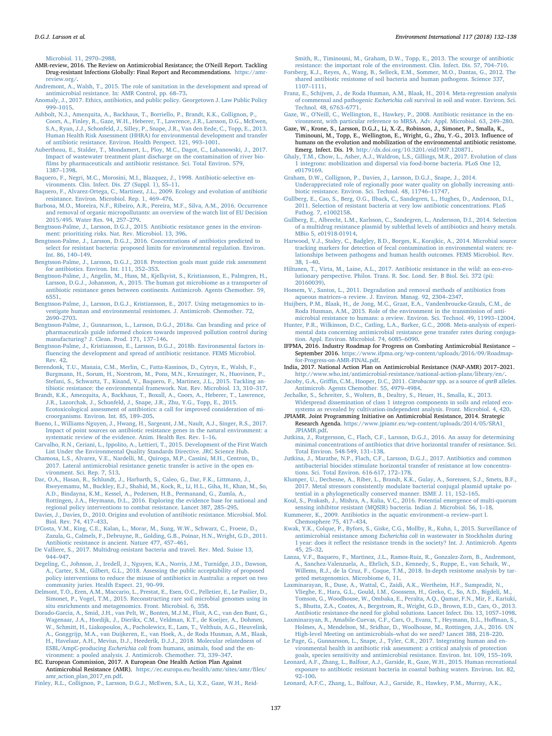Microbiol. 11, 2970–2988.

AMR-review, 2016. The Review on Antimicrobial Resistance; the O'Neill Report. Tackling Drug-resistant Infections Globally: Final Report and Recommendations. https://amr-review.org/.

Andremont, A., Walsh, T., 2015. The role of sanitation in the development and spread of antimicrobial resistance. In: AMR Control, pp. 68–73.

Anomaly, J., 2017. Ethics, antibiotics, and public policy. Georgetown J. Law Public Policy 999–1015.

Ashbolt, N.J., Amezquita, A., Backhaus, T., Borriello, P., Brandt, K.K., Collignon, P., Coors, A., Finley, R., Gaze, W.H., Heberer, T., Lawrence, J.R., Larsson, D.G., McEwen, S.A., Ryan, J.J., Schonfeld, J., Silley, P., Snape, J.R., Van den Eede, C., Topp, E., 2013. Human Health Risk Assessment (HHRA) for environmental development and transfer of antibiotic resistance. Environ. Health Perspect. 121, 993–1001.

Aubertheau, E., Stalder, T., Mondamert, L., Ploy, M.C., Dagot, C., Labanowski, J., 2017. Impact of wastewater treatment plant discharge on the contamination of river biofilms by pharmaceuticals and antibiotic resistance. Sci. Total Environ. 579, 1387–1398.

Baquero, F., Negri, M.C., Morosini, M.I., Blazquez, J., 1998. Antibiotic-selective environments. Clin. Infect. Dis. 27 (Suppl. 1), S5–11.

Baquero, F., Alvarez-Ortega, C., Martinez, J.L., 2009. Ecology and evolution of antibiotic resistance. Environ. Microbiol. Rep. 1, 469–476.

Barbosa, M.O., Moreira, N.F., Ribeiro, A.R., Pereira, M.F., Silva, A.M., 2016. Occurrence and removal of organic micropollutants: an overview of the watch list of EU Decision 2015/495. Water Res. 94, 257–279.

Bengtsson-Palme, J., Larsson, D.G.J., 2015. Antibiotic resistance genes in the environment: prioritizing risks. Nat. Rev. Microbiol. 13, 396.

Bengtsson-Palme, J., Larsson, D.G.J., 2016. Concentrations of antibiotics predicted to select for resistant bacteria: proposed limits for environmental regulation. Environ. Int. 86, 140–149.

Bengtsson-Palme, J., Larsson, D.G.J., 2018. Protection goals must guide risk assessment for antibiotics. Environ. Int. 111, 352–353.

Bengtsson-Palme, J., Angelin, M., Huss, M., Kjellqvist, S., Kristiansson, E., Palmgren, H., Larsson, D.G.J., Johansson, A., 2015. The human gut microbiome as a transporter of antibiotic resistance genes between continents. Antimicrob. Agents Chemother. 59, 6551.

Bengtsson-Palme, J., Larsson, D.G.J., Kristiansson, E., 2017. Using metagenomics to investigate human and environmental resistomes. J. Antimicrob. Chemother. 72, 2690–2703.

Bengtsson-Palme, J., Gunnarsson, L., Larsson, D.G.J., 2018a. Can branding and price of pharmaceuticals guide informed choices towards improved pollution control during manufacturing? J. Clean. Prod. 171, 137–146.

Bengtsson-Palme, J., Kristiansson, E., Larsson, D.G.J., 2018b. Environmental factors influencing the development and spread of antibiotic resistance. FEMS Microbiol. Rev. 42.

Berendonk, T.U., Manaia, C.M., Merlin, C., Fatta-Kassinos, D., Cytryn, E., Walsh, F., Burgmann, H., Sorum, H., Norstrom, M., Pons, M.N., Kreuzinger, N., Huovinen, P., Stefani, S., Schwartz, T., Kisand, V., Baquero, F., Martinez, J.L., 2015. Tackling antibiotic resistance: the environmental framework. Nat. Rev. Microbiol. 13, 310–317.

Brandt, K.K., Amezquita, A., Backhaus, T., Boxall, A., Coors, A., Heberer, T., Lawrence, J.R., Lazorchak, J., Schonfeld, J., Snape, J.R., Zhu, Y.G., Topp, E., 2015. Ecotoxicological assessment of antibiotics: a call for improved consideration of microorganisms. Environ. Int. 85, 189–205.

Bueno, I., Williams-Nguyen, J., Hwang, H., Sargeant, J.M., Nault, A.J., Singer, R.S., 2017. Impact of point sources on antibiotic resistance genes in the natural environment: a systematic review of the evidence. Anim. Health Res. Rev. 1–16.

Carvalho, R.N., Ceriani, L., Ippolito, A., Lettieri, T., 2015. Development of the First Watch List Under the Environmental Quality Standards Directive. JRC Science Hub.

Chamosa, L.S., Alvarez, V.E., Nardelli, M., Quiroga, M.P., Cassini, M.H., Centron, D., 2017. Lateral antimicrobial resistance genetic transfer is active in the open environment. Sci. Rep. 7, 513.

Dar, O.A., Hasan, R., Schlundt, J., Harbarth, S., Caleo, G., Dar, F.K., Littmann, J., Rweyemamu, M., Buckley, E.J., Shahid, M., Kock, R., Li, H.L., Giha, H., Khan, M., So, A.D., Bindayna, K.M., Kessel, A., Pedersen, H.B., Permanand, G., Zumla, A., Rottingen, J.A., Heymann, D.L., 2016. Exploring the evidence base for national and regional policy interventions to combat resistance. Lancet 387, 285–295.

Davies, J., Davies, D., 2010. Origins and evolution of antibiotic resistance. Microbiol. Mol. Biol. Rev. 74, 417–433.

D'Costa, V.M., King, C.E., Kalan, L., Morar, M., Sung, W.W., Schwarz, C., Froese, D., Zazula, G., Calmels, F., Debruyne, R., Golding, G.B., Poinar, H.N., Wright, G.D., 2011. Antibiotic resistance is ancient. Nature 477, 457–461.

De Valliere, S., 2017. Multidrug-resistant bacteria and travel. Rev. Med. Suisse 13, 944–947.

Degeling, C., Johnson, J., Iredell, J., Nguyen, K.A., Norris, J.M., Turnidge, J.D., Dawson, A., Carter, S.M., Gilbert, G.L., 2018. Assessing the public acceptability of proposed policy interventions to reduce the misuse of antibiotics in Australia: a report on two community juries. Health Expect. 21, 90–99.

Delmont, T.O., Eren, A.M., Maccario, L., Prestat, E., Esen, O.C., Pelletier, E., Le Paslier, D., Simonet, P., Vogel, T.M., 2015. Reconstructing rare soil microbial genomes using in situ enrichments and metagenomics. Front. Microbiol. 6, 358.

Dorado-Garcia, A., Smid, J.H., van Pelt, W., Bonten, M.J.M., Fluit, A.C., van den Bunt, G., Wagenaar, J.A., Hordijk, J., Dierikx, C.M., Veldman, K.T., de Koeijer, A., Dohmen, W., Schmitt, H., Liakopoulos, A., Pacholewicz, E., Lam, T., Velthuis, A.G., Heuvelink, A., Gonggrijp, M.A., van Duijkeren, E., van Hoek, A., de Roda Husman, A.M., Blaak, H., Havelaar, A.H., Mevius, D.J., Heederik, D.J.J., 2018. Molecular relatedness of ESBL/AmpC-producing *Escherichia coli* from humans, animals, food and the environment: a pooled analysis. J. Antimicrob. Chemother. 73, 339–347.

EC. European Commission, 2017. A European One Health Action Plan Against Antimicrobial Resistance (AMR). https://ec.europa.eu/health/amr/sites/amr/files/amr_action_plan_2017_en.pdf.

Finley, R.L., Collignon, P., Larsson, D.G.J., McEwen, S.A., Li, X.Z., Gaze, W.H., Reid-Smith, R., Timinouni, M., Graham, D.W., Topp, E., 2013. The scourge of antibiotic resistance: the important role of the environment. Clin. Infect. Dis. 57, 704–710.

Forsberg, K.J., Reyes, A., Wang, B., Selleck, E.M., Sommer, M.O., Dantas, G., 2012. The shared antibiotic resistome of soil bacteria and human pathogens. Science 337, 1107–1111.

Franz, E., Schijven, J., de Roda Husman, A.M., Blaak, H., 2014. Meta-regression analysis of commensal and pathogenic *Escherichia coli* survival in soil and water. Environ. Sci. Technol. 48, 6763–6771.

Gaze, W., O'Neill, C., Wellington, E., Hawkey, P., 2008. Antibiotic resistance in the environment, with particular reference to MRSA. Adv. Appl. Microbiol. 63, 249–280.

Gaze, W., Krone, S., Larsson, D.G.J., Li, X.-Z., Robinson, J., Simonet, P., Smalla, K., Timinouni, M., Topp, E., Wellington, E., Wright, G., Zhu, Y.-G., 2013. Influence of humans on the evolution and mobilization of the environmental antibiotic resistome. Emerg. Infect. Dis. 19. http://dx.doi.org/10.3201/eid1907.120871.

Ghaly, T.M., Chow, L., Asher, A.J., Waldron, L.S., Gillings, M.R., 2017. Evolution of class 1 integrons: mobilization and dispersal via food-borne bacteria. PLoS One 12, e0179169.

Graham, D.W., Collignon, P., Davies, J., Larsson, D.G.J., Snape, J., 2014. Underappreciated role of regionally poor water quality on globally increasing antibiotic resistance. Environ. Sci. Technol. 48, 11746–11747.

Gullberg, E., Cao, S., Berg, O.G., Ilback, C., Sandegren, L., Hughes, D., Andersson, D.I., 2011. Selection of resistant bacteria at very low antibiotic concentrations. PLoS Pathog. 7, e1002158.

Gullberg, E., Albrecht, L.M., Karlsson, C., Sandegren, L., Andersson, D.I., 2014. Selection of a multidrug resistance plasmid by sublethal levels of antibiotics and heavy metals. MBio 5, e01918-01914.

Harwood, V.J., Staley, C., Badgley, B.D., Borges, K., Korajkic, A., 2014. Microbial source tracking markers for detection of fecal contamination in environmental waters: relationships between pathogens and human health outcomes. FEMS Microbiol. Rev. 38, 1–40.

Hiltunen, T., Virta, M., Laine, A.L., 2017. Antibiotic resistance in the wild: an eco-evolutionary perspective. Philos. Trans. R. Soc. Lond. Ser. B Biol. Sci. 372 (pii: 20160039).

Homem, V., Santos, L., 2011. Degradation and removal methods of antibiotics from aqueous matrices–a review. J. Environ. Manag. 92, 2304–2347.

Huijbers, P.M., Blaak, H., de Jong, M.C., Graat, E.A., Vandenbroucke-Grauls, C.M., de Roda Husman, A.M., 2015. Role of the environment in the transmission of antimicrobial resistance to humans: a review. Environ. Sci. Technol. 49, 11993–12004.

Hunter, P.R., Wilkinson, D.C., Catling, L.A., Barker, G.C., 2008. Meta-analysis of experimental data concerning antimicrobial resistance gene transfer rates during conjugation. Appl. Environ. Microbiol. 74, 6085–6090.

IFPMA, 2016. Industry Roadmap for Progress on Combating Antimicrobial Resistance – September 2016. https://www.ifpma.org/wp-content/uploads/2016/09/Roadmap-for-Progress-on-AMR-FINAL.pdf.

India, 2017. National Action Plan on Antimicrobial Resistance (NAP-AMR) 2017–2021. http://www.who.int/antimicrobial-resistance/national-action-plans/library/en/.

Jacoby, G.A., Griffin, C.M., Hooper, D.C., 2011. *Citrobacter* spp. as a source of *qnrB* alleles. Antimicrob. Agents Chemother. 55, 4979–4984.

Jechalke, S., Schreiter, S., Wolters, B., Dealtry, S., Heuer, H., Smalla, K., 2013. Widespread dissemination of class 1 integron components in soils and related ecosystems as revealed by cultivation-independent analysis. Front. Microbiol. 4, 420.

JPIAMR. Joint Programming Initiative on Antimicrobial Resistance, 2014. Strategic Research Agenda. https://www.jpiamr.eu/wp-content/uploads/2014/05/SRA1_JPIAMR.pdf.

Jutkina, J., Rutgersson, C., Flach, C.F., Larsson, D.G.J., 2016. An assay for determining minimal concentrations of antibiotics that drive horizontal transfer of resistance. Sci. Total Environ. 548-549, 131–138.

Jutkina, J., Marathe, N.P., Flach, C.F., Larsson, D.G.J., 2017. Antibiotics and common antibacterial biocides stimulate horizontal transfer of resistance at low concentrations. Sci. Total Environ. 616-617, 172–178.

Klumper, U., Dechesne, A., Riber, L., Brandt, K.K., Gulay, A., Sorensen, S.J., Smets, B.F., 2017. Metal stressors consistently modulate bacterial conjugal plasmid uptake potential in a phylogenetically conserved manner. ISME J. 11, 152–165.

Koul, S., Prakash, J., Mishra, A., Kalia, V.C., 2016. Potential emergence of multi-quorum sensing inhibitor resistant (MQSIR) bacteria. Indian J. Microbiol. 56, 1–18.

Kummerer, K., 2009. Antibiotics in the aquatic environment–a review–part I. Chemosphere 75, 417–434.

Kwak, Y.K., Colque, P., Byfors, S., Giske, C.G., Mollby, R., Kuhn, I., 2015. Surveillance of antimicrobial resistance among *Escherichia coli* in wastewater in Stockholm during 1 year: does it reflect the resistance trends in the society? Int. J. Antimicrob. Agents 45, 25–32.

Lanza, V.F., Baquero, F., Martinez, J.L., Ramos-Ruiz, R., Gonzalez-Zorn, B., Andremont, A., Sanchez-Valenzuela, A., Ehrlich, S.D., Kennedy, S., Ruppe, E., van Schaik, W., Willems, R.J., de la Cruz, F., Coque, T.M., 2018. In-depth resistome analysis by targeted metagenomics. Microbiome 6, 11.

Laxminarayan, R., Duse, A., Wattal, C., Zaidi, A.K., Wertheim, H.F., Sumpradit, N., Vlieghe, E., Hara, G.L., Gould, I.M., Goossens, H., Greko, C., So, A.D., Bigdeli, M., Tomson, G., Woodhouse, W., Ombaka, E., Peralta, A.Q., Qamar, F.N., Mir, F., Kariuki, S., Bhutta, Z.A., Coates, A., Bergstrom, R., Wright, G.D., Brown, E.D., Cars, O., 2013. Antibiotic resistance-the need for global solutions. Lancet Infect. Dis. 13, 1057–1098.

Laxminarayan, R., Amabile-Cuevas, C.F., Cars, O., Evans, T., Heymann, D.L., Hoffman, S., Holmes, A., Mendelson, M., Sridhar, D., Woolhouse, M., Rottingen, J.A., 2016. UN High-level Meeting on antimicrobials–what do we need? Lancet 388, 218–220.

Le Page, G., Gunnarsson, L., Snape, J., Tyler, C.R., 2017. Integrating human and environmental health in antibiotic risk assessment: a critical analysis of protection goals, species sensitivity and antimicrobial resistance. Environ. Int. 109, 155–169.

Leonard, A.F., Zhang, L., Balfour, A.J., Garside, R., Gaze, W.H., 2015. Human recreational exposure to antibiotic resistant bacteria in coastal bathing waters. Environ. Int. 82, 92–100.

Leonard, A.F.C., Zhang, L., Balfour, A.J., Garside, R., Hawkey, P.M., Murray, A.K.,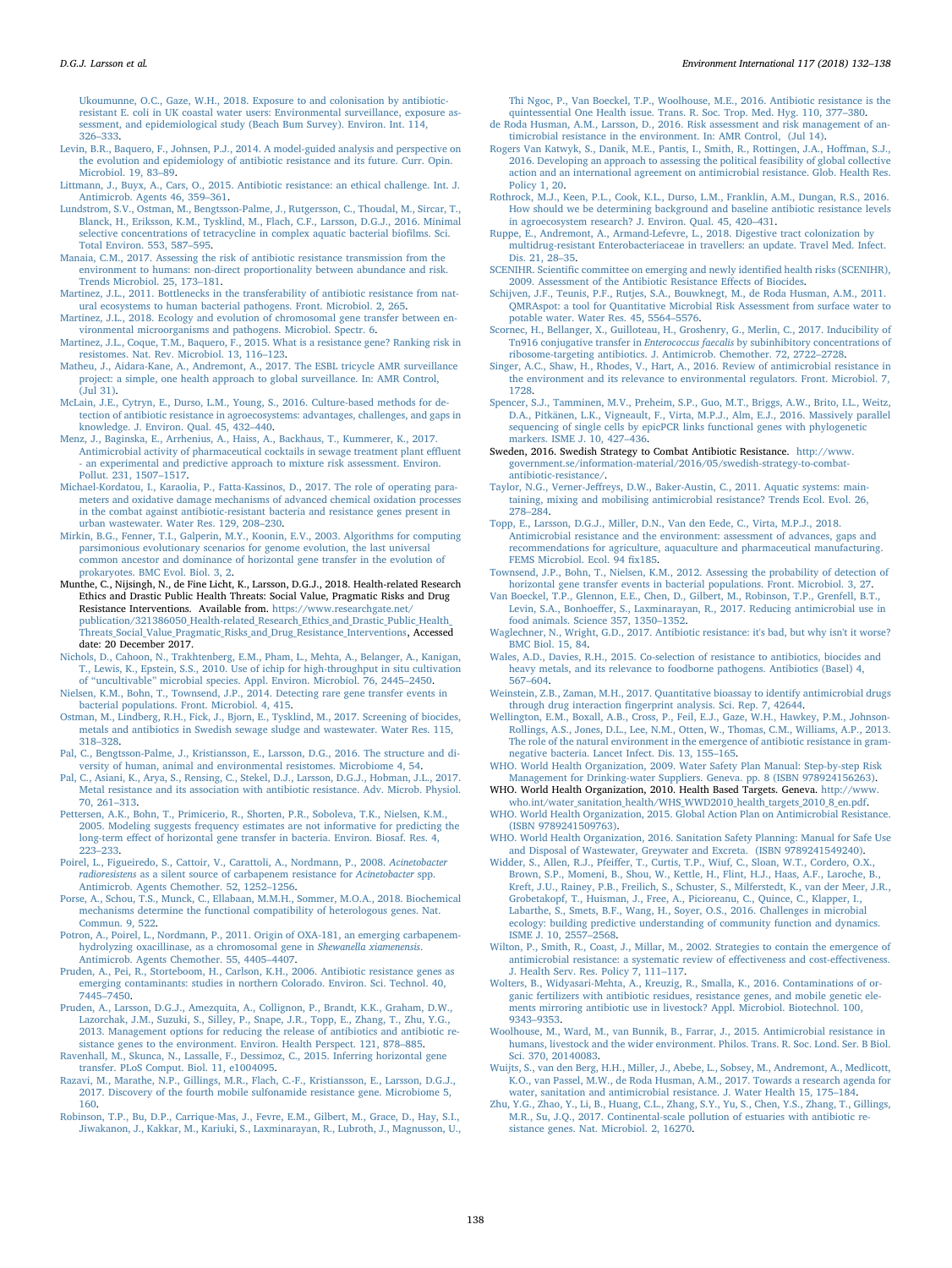Ukoumunne, O.C., Gaze, W.H., 2018. Exposure to and colonisation by antibiotic-resistant E. coli in UK coastal water users: Environmental surveillance, exposure assessment, and epidemiological study (Beach Bum Survey). Environ. Int. 114, 326–333.

Levin, B.R., Baquero, F., Johnsen, P.J., 2014. A model-guided analysis and perspective on the evolution and epidemiology of antibiotic resistance and its future. Curr. Opin. Microbiol. 19, 83–89.

Littmann, J., Buyx, A., Cars, O., 2015. Antibiotic resistance: an ethical challenge. Int. J. Antimicrob. Agents 46, 359–361.

Lundstrom, S.V., Ostman, M., Bengtsson-Palme, J., Rutgersson, C., Thoudal, M., Sircar, T., Blanck, H., Eriksson, K.M., Tysklind, M., Flach, C.F., Larsson, D.G.J., 2016. Minimal selective concentrations of tetracycline in complex aquatic bacterial biofilms. Sci. Total Environ. 553, 587–595.

Manaia, C.M., 2017. Assessing the risk of antibiotic resistance transmission from the environment to humans: non-direct proportionality between abundance and risk. Trends Microbiol. 25, 173–181.

Martinez, J.L., 2011. Bottlenecks in the transferability of antibiotic resistance from natural ecosystems to human bacterial pathogens. Front. Microbiol. 2, 265.

Martinez, J.L., 2018. Ecology and evolution of chromosomal gene transfer between environmental microorganisms and pathogens. Microbiol. Spectr. 6.

Martinez, J.L., Coque, T.M., Baquero, F., 2015. What is a resistance gene? Ranking risk in resistomes. Nat. Rev. Microbiol. 13, 116–123.

Matheu, J., Aidara-Kane, A., Andremont, A., 2017. The ESBL tricycle AMR surveillance project: a simple, one health approach to global surveillance. In: AMR Control, (Jul 31).

McLain, J.E., Cytryn, E., Durso, L.M., Young, S., 2016. Culture-based methods for detection of antibiotic resistance in agroecosystems: advantages, challenges, and gaps in knowledge. J. Environ. Qual. 45, 432–440.

Menz, J., Baginska, E., Arrhenius, A., Haiss, A., Backhaus, T., Kummerer, K., 2017. Antimicrobial activity of pharmaceutical cocktails in sewage treatment plant effluent - an experimental and predictive approach to mixture risk assessment. Environ. Pollut. 231, 1507–1517.

Michael-Kordatou, I., Karaolia, P., Fatta-Kassinos, D., 2017. The role of operating parameters and oxidative damage mechanisms of advanced chemical oxidation processes in the combat against antibiotic-resistant bacteria and resistance genes present in urban wastewater. Water Res. 129, 208–230.

Mirkin, B.G., Fenner, T.I., Galperin, M.Y., Koonin, E.V., 2003. Algorithms for computing parsimonious evolutionary scenarios for genome evolution, the last universal common ancestor and dominance of horizontal gene transfer in the evolution of prokaryotes. BMC Evol. Biol. 3, 2.

Munthe, C., Nijsingh, N., de Fine Licht, K., Larsson, D.G.J., 2018. Health-related Research Ethics and Drastic Public Health Threats: Social Value, Pragmatic Risks and Drug Resistance Interventions. Available from. https://www.researchgate.net/publication/321386050_Health-related_Research_Ethics_and_Drastic_Public_Health_Threats_Social_Value_Pragmatic_Risks_and_Drug_Resistance_Interventions, Accessed date: 20 December 2017.

Nichols, D., Cahoon, N., Trakhtenberg, E.M., Pham, L., Mehta, A., Belanger, A., Kanigan, T., Lewis, K., Epstein, S.S., 2010. Use of ichip for high-throughput in situ cultivation of "uncultivable" microbial species. Appl. Environ. Microbiol. 76, 2445–2450.

Nielsen, K.M., Bohn, T., Townsend, J.P., 2014. Detecting rare gene transfer events in bacterial populations. Front. Microbiol. 4, 415.

Ostman, M., Lindberg, R.H., Fick, J., Bjorn, E., Tysklind, M., 2017. Screening of biocides, metals and antibiotics in Swedish sewage sludge and wastewater. Water Res. 115, 318–328.

Pal, C., Bengtsson-Palme, J., Kristiansson, E., Larsson, D.G., 2016. The structure and diversity of human, animal and environmental resistomes. Microbiome 4, 54.

Pal, C., Asiani, K., Arya, S., Rensing, C., Stekel, D.J., Larsson, D.G.J., Hobman, J.L., 2017. Metal resistance and its association with antibiotic resistance. Adv. Microb. Physiol. 70, 261–313.

Pettersen, A.K., Bohn, T., Primicerio, R., Shorten, P.R., Soboleva, T.K., Nielsen, K.M., 2005. Modeling suggests frequency estimates are not informative for predicting the long-term effect of horizontal gene transfer in bacteria. Environ. Biosaf. Res. 4, 223–233.

Poirel, L., Figueiredo, S., Cattoir, V., Carattoli, A., Nordmann, P., 2008. *Acinetobacter radioresistens* as a silent source of carbapenem resistance for *Acinetobacter* spp. Antimicrob. Agents Chemother. 52, 1252–1256.

Porse, A., Schou, T.S., Munck, C., Ellabaan, M.M.H., Sommer, M.O.A., 2018. Biochemical mechanisms determine the functional compatibility of heterologous genes. Nat. Commun. 9, 522.

Potron, A., Poirel, L., Nordmann, P., 2011. Origin of OXA-181, an emerging carbapenem-hydrolyzing oxacillinase, as a chromosomal gene in *Shewanella xiamenensis*. Antimicrob. Agents Chemother. 55, 4405–4407.

Pruden, A., Pei, R., Storteboom, H., Carlson, K.H., 2006. Antibiotic resistance genes as emerging contaminants: studies in northern Colorado. Environ. Sci. Technol. 40, 7445–7450.

Pruden, A., Larsson, D.G.J., Amezquita, A., Collignon, P., Brandt, K.K., Graham, D.W., Lazorchak, J.M., Suzuki, S., Silley, P., Snape, J.R., Topp, E., Zhang, T., Zhu, Y.G., 2013. Management options for reducing the release of antibiotics and antibiotic resistance genes to the environment. Environ. Health Perspect. 121, 878–885.

Ravenhall, M., Skunca, N., Lassalle, F., Dessimoz, C., 2015. Inferring horizontal gene transfer. PLoS Comput. Biol. 11, e1004095.

Razavi, M., Marathe, N.P., Gillings, M.R., Flach, C.-F., Kristiansson, E., Larsson, D.G.J., 2017. Discovery of the fourth mobile sulfonamide resistance gene. Microbiome 5, 160.

Robinson, T.P., Bu, D.P., Carrique-Mas, J., Fevre, E.M., Gilbert, M., Grace, D., Hay, S.I., Jiwakanon, J., Kakkar, M., Kariuki, S., Laxminarayan, R., Lubroth, J., Magnusson, U., Thi Ngoc, P., Van Boeckel, T.P., Woolhouse, M.E., 2016. Antibiotic resistance is the quintessential One Health issue. Trans. R. Soc. Trop. Med. Hyg. 110, 377–380.

de Roda Husman, A.M., Larsson, D., 2016. Risk assessment and risk management of antimicrobial resistance in the environment. In: AMR Control, (Jul 14).

Rogers Van Katwyk, S., Danik, M.E., Pantis, I., Smith, R., Rottingen, J.A., Hoffman, S.J., 2016. Developing an approach to assessing the political feasibility of global collective action and an international agreement on antimicrobial resistance. Glob. Health Res. Policy 1, 20.

Rothrock, M.J., Keen, P.L., Cook, K.L., Durso, L.M., Franklin, A.M., Dungan, R.S., 2016. How should we be determining background and baseline antibiotic resistance levels in agroecosystem research? J. Environ. Qual. 45, 420–431.

Ruppe, E., Andremont, A., Armand-Lefevre, L., 2018. Digestive tract colonization by multidrug-resistant Enterobacteriaceae in travellers: an update. Travel Med. Infect. Dis. 21, 28–35.

SCENIHR. Scientific committee on emerging and newly identified health risks (SCENIHR), 2009. Assessment of the Antibiotic Resistance Effects of Biocides.

Schijven, J.F., Teunis, P.F., Rutjes, S.A., Bouwknegt, M., de Roda Husman, A.M., 2011. QMRAspot: a tool for Quantitative Microbial Risk Assessment from surface water to potable water. Water Res. 45, 5564–5576.

Scornec, H., Bellanger, X., Guilloteau, H., Groshenry, G., Merlin, C., 2017. Inducibility of Tn916 conjugative transfer in *Enterococcus faecalis* by subinhibitory concentrations of ribosome-targeting antibiotics. J. Antimicrob. Chemother. 72, 2722–2728.

Singer, A.C., Shaw, H., Rhodes, V., Hart, A., 2016. Review of antimicrobial resistance in the environment and its relevance to environmental regulators. Front. Microbiol. 7, 1728.

Spencer, S.J., Tamminen, M.V., Preheim, S.P., Guo, M.T., Briggs, A.W., Brito, I.L., Weitz, D.A., Pitkänen, L.K., Vigneault, F., Virta, M.P.J., Alm, E.J., 2016. Massively parallel sequencing of single cells by epicPCR links functional genes with phylogenetic markers. ISME J. 10, 427–436.

Sweden, 2016. Swedish Strategy to Combat Antibiotic Resistance. http://www.government.se/information-material/2016/05/swedish-strategy-to-combat-antibiotic-resistance/.

Taylor, N.G., Verner-Jeffreys, D.W., Baker-Austin, C., 2011. Aquatic systems: maintaining, mixing and mobilising antimicrobial resistance? Trends Ecol. Evol. 26, 278–284.

Topp, E., Larsson, D.G.J., Miller, D.N., Van den Eede, C., Virta, M.P.J., 2018. Antimicrobial resistance and the environment: assessment of advances, gaps and recommendations for agriculture, aquaculture and pharmaceutical manufacturing. FEMS Microbiol. Ecol. 94 fix185.

Townsend, J.P., Bohn, T., Nielsen, K.M., 2012. Assessing the probability of detection of horizontal gene transfer events in bacterial populations. Front. Microbiol. 3, 27.

Van Boeckel, T.P., Glennon, E.E., Chen, D., Gilbert, M., Robinson, T.P., Grenfell, B.T., Levin, S.A., Bonhoeffer, S., Laxminarayan, R., 2017. Reducing antimicrobial use in food animals. Science 357, 1350–1352.

Waglechner, N., Wright, G.D., 2017. Antibiotic resistance: it's bad, but why isn't it worse? BMC Biol. 15, 84.

Wales, A.D., Davies, R.H., 2015. Co-selection of resistance to antibiotics, biocides and heavy metals, and its relevance to foodborne pathogens. Antibiotics (Basel) 4, 567–604.

Weinstein, Z.B., Zaman, M.H., 2017. Quantitative bioassay to identify antimicrobial drugs through drug interaction fingerprint analysis. Sci. Rep. 7, 42644.

Wellington, E.M., Boxall, A.B., Cross, P., Feil, E.J., Gaze, W.H., Hawkey, P.M., Johnson-Rollings, A.S., Jones, D.L., Lee, N.M., Otten, W., Thomas, C.M., Williams, A.P., 2013. The role of the natural environment in the emergence of antibiotic resistance in gram-negative bacteria. Lancet Infect. Dis. 13, 155–165.

WHO. World Health Organization, 2009. Water Safety Plan Manual: Step-by-step Risk Management for Drinking-water Suppliers. Geneva. pp. 8 (ISBN 978924156263).

WHO. World Health Organization, 2010. Health Based Targets. Geneva. http://www.who.int/water_sanitation_health/WHS_WWD2010_health_targets_2010_8_en.pdf.

WHO. World Health Organization, 2015. Global Action Plan on Antimicrobial Resistance. (ISBN 9789241509763).

WHO. World Health Organization, 2016. Sanitation Safety Planning: Manual for Safe Use and Disposal of Wastewater, Greywater and Excreta. (ISBN 9789241549240).

Widder, S., Allen, R.J., Pfeiffer, T., Curtis, T.P., Wiuf, C., Sloan, W.T., Cordero, O.X., Brown, S.P., Momeni, B., Shou, W., Kettle, H., Flint, H.J., Haas, A.F., Laroche, B., Kreft, J.U., Rainey, P.B., Freilich, S., Schuster, S., Milferstedt, K., van der Meer, J.R., Grobetakopf, T., Huisman, J., Free, A., Picioreanu, C., Quince, C., Klapper, I., Labarthe, S., Smets, B.F., Wang, H., Soyer, O.S., 2016. Challenges in microbial ecology: building predictive understanding of community function and dynamics. ISME J. 10, 2557–2568.

Wilton, P., Smith, R., Coast, J., Millar, M., 2002. Strategies to contain the emergence of antimicrobial resistance: a systematic review of effectiveness and cost-effectiveness. J. Health Serv. Res. Policy 7, 111–117.

Wolters, B., Widyasari-Mehta, A., Kreuzig, R., Smalla, K., 2016. Contaminations of organic fertilizers with antibiotic residues, resistance genes, and mobile genetic elements mirroring antibiotic use in livestock? Appl. Microbiol. Biotechnol. 100, 9343–9353.

Woolhouse, M., Ward, M., van Bunnik, B., Farrar, J., 2015. Antimicrobial resistance in humans, livestock and the wider environment. Philos. Trans. R. Soc. Lond. Ser. B Biol. Sci. 370, 20140083.

Wuijts, S., van den Berg, H.H., Miller, J., Abebe, L., Sobsey, M., Andremont, A., Medlicott, K.O., van Passel, M.W., de Roda Husman, A.M., 2017. Towards a research agenda for water, sanitation and antimicrobial resistance. J. Water Health 15, 175–184.

Zhu, Y.G., Zhao, Y., Li, B., Huang, C.L., Zhang, S.Y., Yu, S., Chen, Y.S., Zhang, T., Gillings, M.R., Su, J.Q., 2017. Continental-scale pollution of estuaries with antibiotic resistance genes. Nat. Microbiol. 2, 16270.